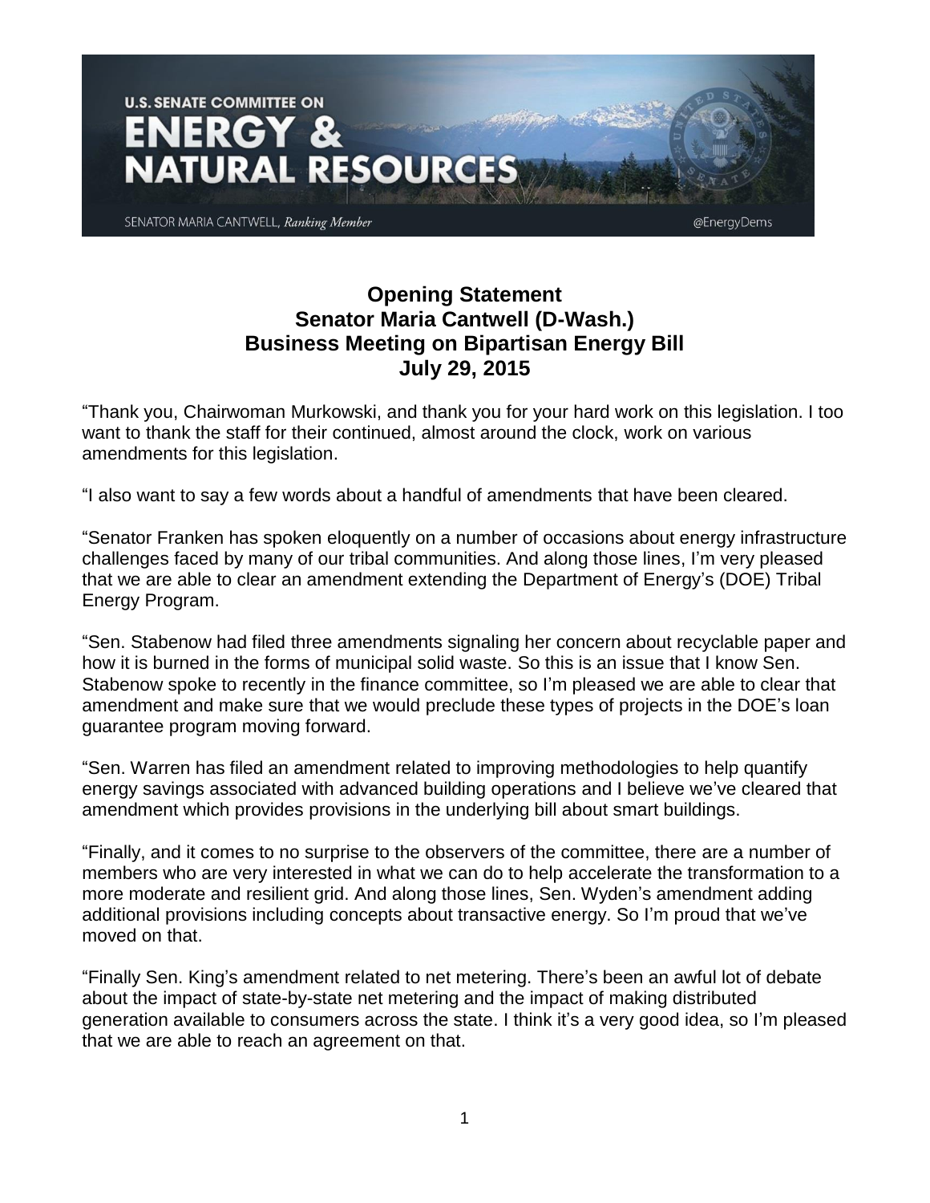U.S. SENATE COMMITTEE ON

# ENERGY & NATURAL RESOURCES

SENATOR MARIA CANTWELL, *Ranking Member* @EnergyDems

## Opening Statement
## Senator Maria Cantwell (D-Wash.)
## Business Meeting on Bipartisan Energy Bill
## July 29, 2015

"Thank you, Chairwoman Murkowski, and thank you for your hard work on this legislation. I too want to thank the staff for their continued, almost around the clock, work on various amendments for this legislation.

"I also want to say a few words about a handful of amendments that have been cleared.

"Senator Franken has spoken eloquently on a number of occasions about energy infrastructure challenges faced by many of our tribal communities. And along those lines, I'm very pleased that we are able to clear an amendment extending the Department of Energy's (DOE) Tribal Energy Program.

"Sen. Stabenow had filed three amendments signaling her concern about recyclable paper and how it is burned in the forms of municipal solid waste. So this is an issue that I know Sen. Stabenow spoke to recently in the finance committee, so I'm pleased we are able to clear that amendment and make sure that we would preclude these types of projects in the DOE's loan guarantee program moving forward.

"Sen. Warren has filed an amendment related to improving methodologies to help quantify energy savings associated with advanced building operations and I believe we've cleared that amendment which provides provisions in the underlying bill about smart buildings.

"Finally, and it comes to no surprise to the observers of the committee, there are a number of members who are very interested in what we can do to help accelerate the transformation to a more moderate and resilient grid. And along those lines, Sen. Wyden's amendment adding additional provisions including concepts about transactive energy. So I'm proud that we've moved on that.

"Finally Sen. King's amendment related to net metering. There's been an awful lot of debate about the impact of state-by-state net metering and the impact of making distributed generation available to consumers across the state. I think it's a very good idea, so I'm pleased that we are able to reach an agreement on that.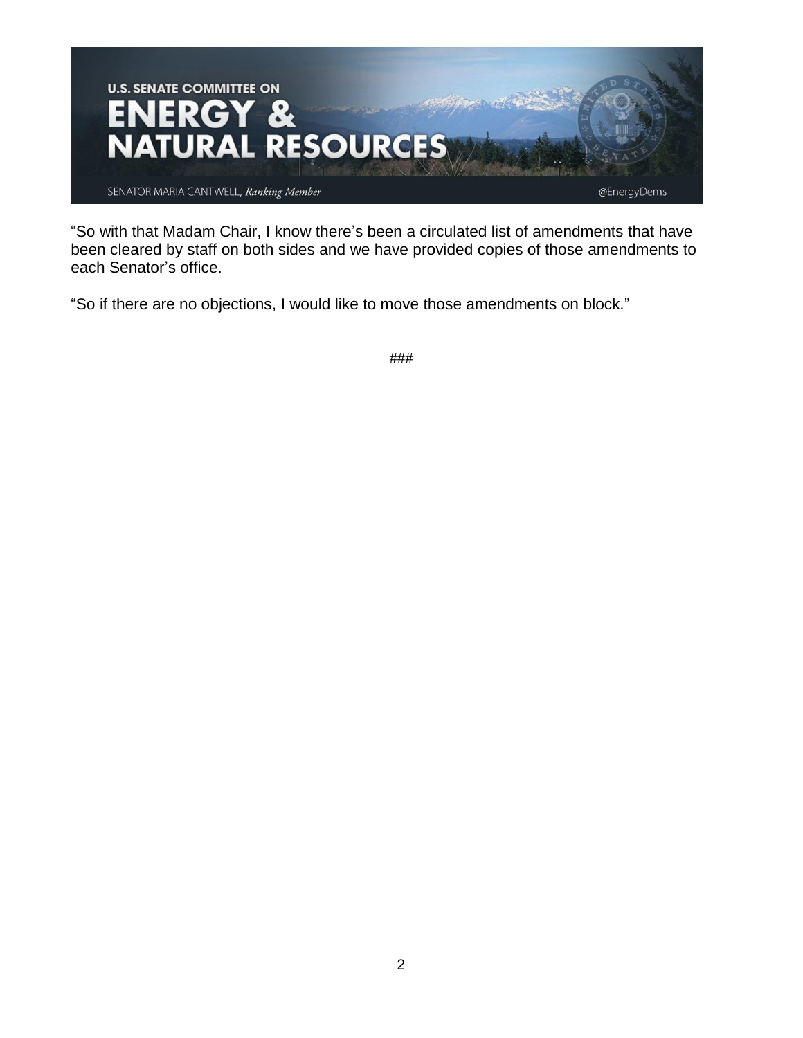U.S. SENATE COMMITTEE ON
# ENERGY & NATURAL RESOURCES

SENATOR MARIA CANTWELL, *Ranking Member* @EnergyDems

"So with that Madam Chair, I know there's been a circulated list of amendments that have been cleared by staff on both sides and we have provided copies of those amendments to each Senator's office.

"So if there are no objections, I would like to move those amendments on block."

###